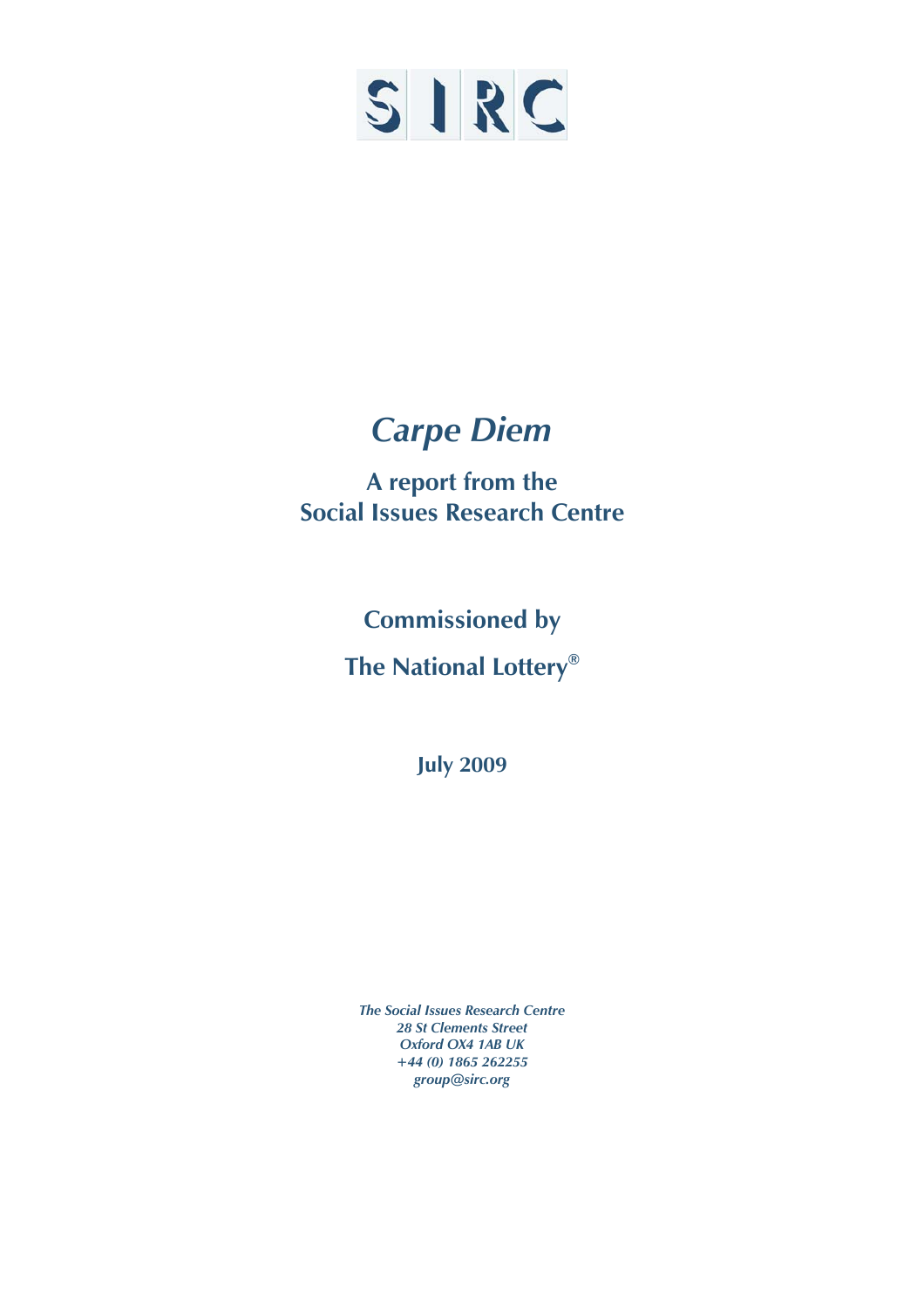SIRC

# *Carpe Diem*

## A report from the Social Issues Research Centre

**Commissioned by**

**The National Lottery®**

**July 2009**

*The Social Issues Research Centre*
*28 St Clements Street*
*Oxford OX4 1AB UK*
*+44 (0) 1865 262255*
*group@sirc.org*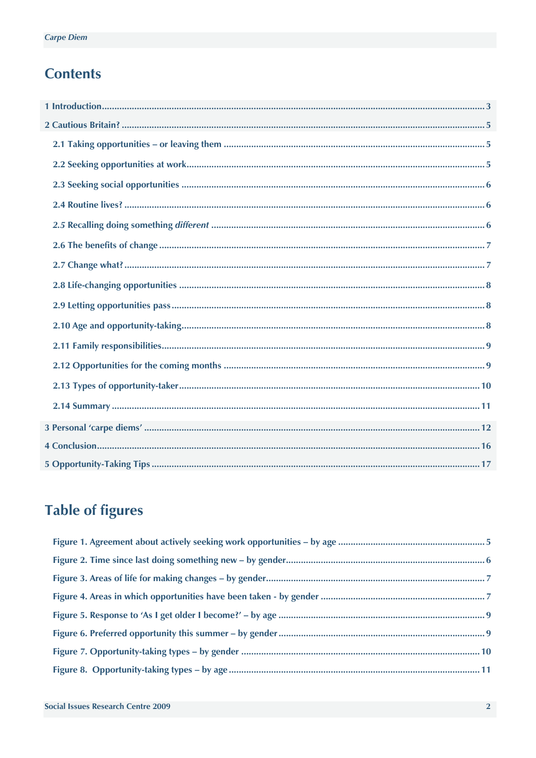# Contents

1 Introduction ..... 3

2 Cautious Britain? ..... 5

- 2.1 Taking opportunities – or leaving them ..... 5
- 2.2 Seeking opportunities at work ..... 5
- 2.3 Seeking social opportunities ..... 6
- 2.4 Routine lives? ..... 6
- 2.5 Recalling doing something *different* ..... 6
- 2.6 The benefits of change ..... 7
- 2.7 Change what? ..... 7
- 2.8 Life-changing opportunities ..... 8
- 2.9 Letting opportunities pass ..... 8
- 2.10 Age and opportunity-taking ..... 8
- 2.11 Family responsibilities ..... 9
- 2.12 Opportunities for the coming months ..... 9
- 2.13 Types of opportunity-taker ..... 10
- 2.14 Summary ..... 11

3 Personal 'carpe diems' ..... 12

4 Conclusion ..... 16

5 Opportunity-Taking Tips ..... 17

# Table of figures

- Figure 1. Agreement about actively seeking work opportunities – by age ..... 5
- Figure 2. Time since last doing something new – by gender ..... 6
- Figure 3. Areas of life for making changes – by gender ..... 7
- Figure 4. Areas in which opportunities have been taken - by gender ..... 7
- Figure 5. Response to 'As I get older I become?' – by age ..... 9
- Figure 6. Preferred opportunity this summer – by gender ..... 9
- Figure 7. Opportunity-taking types – by gender ..... 10
- Figure 8. Opportunity-taking types – by age ..... 11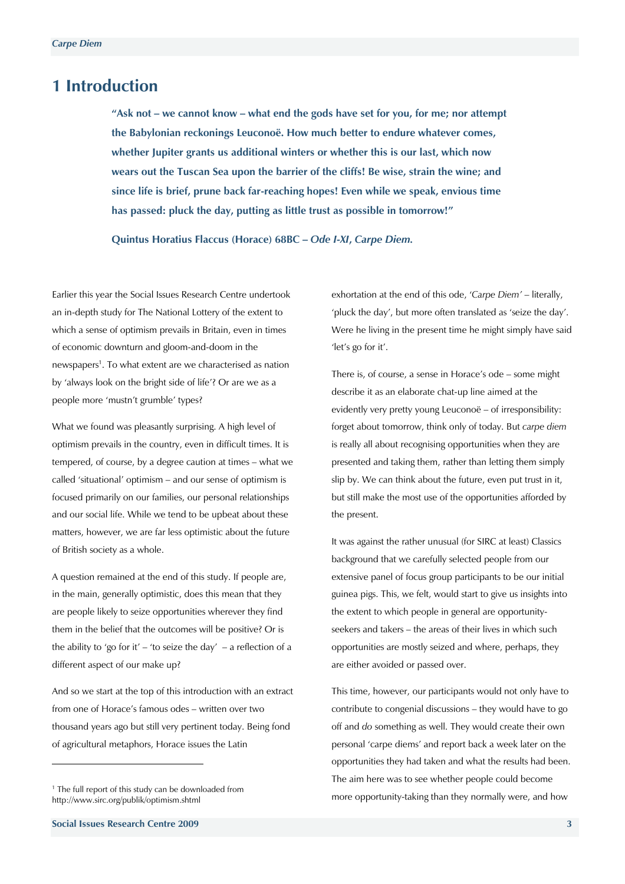# 1 Introduction

> **"Ask not – we cannot know – what end the gods have set for you, for me; nor attempt the Babylonian reckonings Leuconoë. How much better to endure whatever comes, whether Jupiter grants us additional winters or whether this is our last, which now wears out the Tuscan Sea upon the barrier of the cliffs! Be wise, strain the wine; and since life is brief, prune back far-reaching hopes! Even while we speak, envious time has passed: pluck the day, putting as little trust as possible in tomorrow!"**
>
> **Quintus Horatius Flaccus (Horace) 68BC – *Ode I-XI, Carpe Diem.***

Earlier this year the Social Issues Research Centre undertook an in-depth study for The National Lottery of the extent to which a sense of optimism prevails in Britain, even in times of economic downturn and gloom-and-doom in the newspapers[1]. To what extent are we characterised as nation by 'always look on the bright side of life'? Or are we as a people more 'mustn't grumble' types?

What we found was pleasantly surprising. A high level of optimism prevails in the country, even in difficult times. It is tempered, of course, by a degree caution at times – what we called 'situational' optimism – and our sense of optimism is focused primarily on our families, our personal relationships and our social life. While we tend to be upbeat about these matters, however, we are far less optimistic about the future of British society as a whole.

A question remained at the end of this study. If people are, in the main, generally optimistic, does this mean that they are people likely to seize opportunities wherever they find them in the belief that the outcomes will be positive? Or is the ability to 'go for it' – 'to seize the day' – a reflection of a different aspect of our make up?

And so we start at the top of this introduction with an extract from one of Horace's famous odes – written over two thousand years ago but still very pertinent today. Being fond of agricultural metaphors, Horace issues the Latin exhortation at the end of this ode, *'Carpe Diem'* – literally, 'pluck the day', but more often translated as 'seize the day'. Were he living in the present time he might simply have said 'let's go for it'.

There is, of course, a sense in Horace's ode – some might describe it as an elaborate chat-up line aimed at the evidently very pretty young Leuconoë – of irresponsibility: forget about tomorrow, think only of today. But *carpe diem* is really all about recognising opportunities when they are presented and taking them, rather than letting them simply slip by. We can think about the future, even put trust in it, but still make the most use of the opportunities afforded by the present.

It was against the rather unusual (for SIRC at least) Classics background that we carefully selected people from our extensive panel of focus group participants to be our initial guinea pigs. This, we felt, would start to give us insights into the extent to which people in general are opportunity-seekers and takers – the areas of their lives in which such opportunities are mostly seized and where, perhaps, they are either avoided or passed over.

This time, however, our participants would not only have to contribute to congenial discussions – they would have to go off and *do* something as well. They would create their own personal 'carpe diems' and report back a week later on the opportunities they had taken and what the results had been. The aim here was to see whether people could become more opportunity-taking than they normally were, and how

---

[1] The full report of this study can be downloaded from http://www.sirc.org/publik/optimism.shtml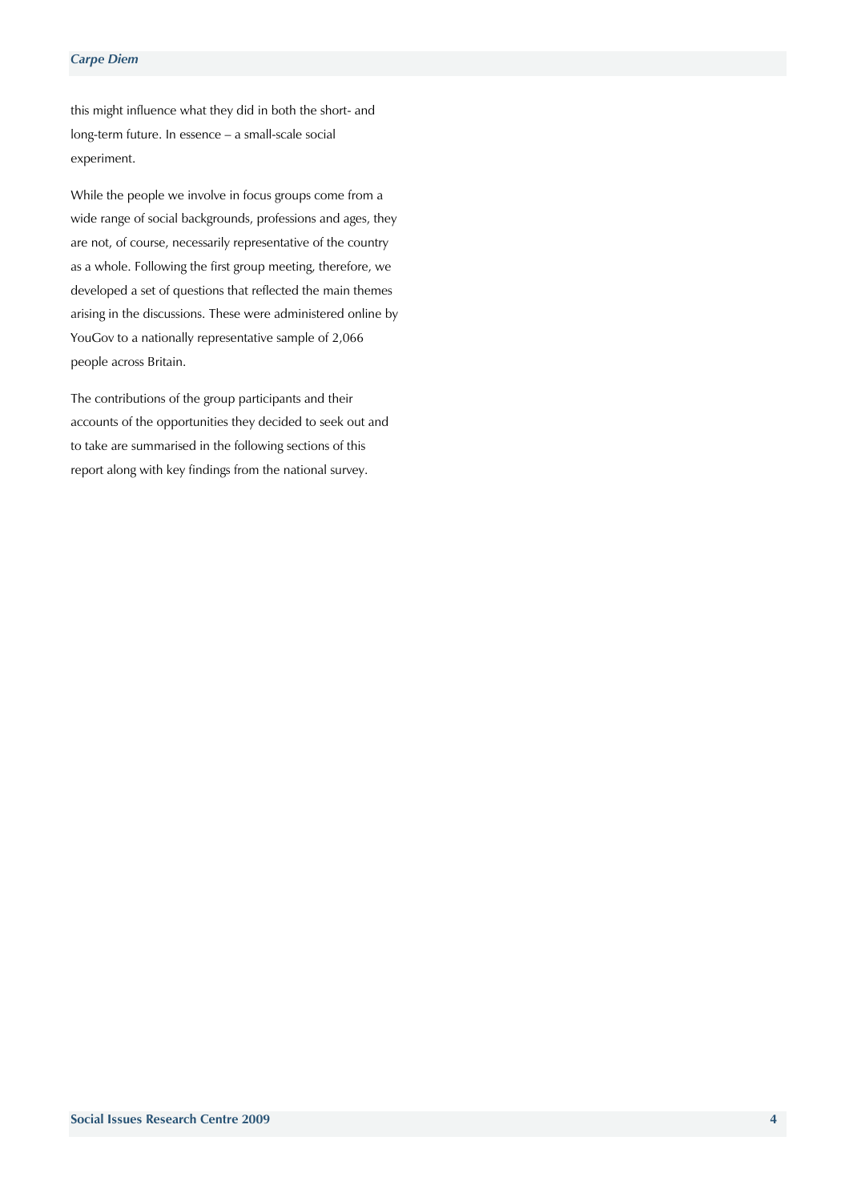this might influence what they did in both the short- and long-term future. In essence – a small-scale social experiment.

While the people we involve in focus groups come from a wide range of social backgrounds, professions and ages, they are not, of course, necessarily representative of the country as a whole. Following the first group meeting, therefore, we developed a set of questions that reflected the main themes arising in the discussions. These were administered online by YouGov to a nationally representative sample of 2,066 people across Britain.

The contributions of the group participants and their accounts of the opportunities they decided to seek out and to take are summarised in the following sections of this report along with key findings from the national survey.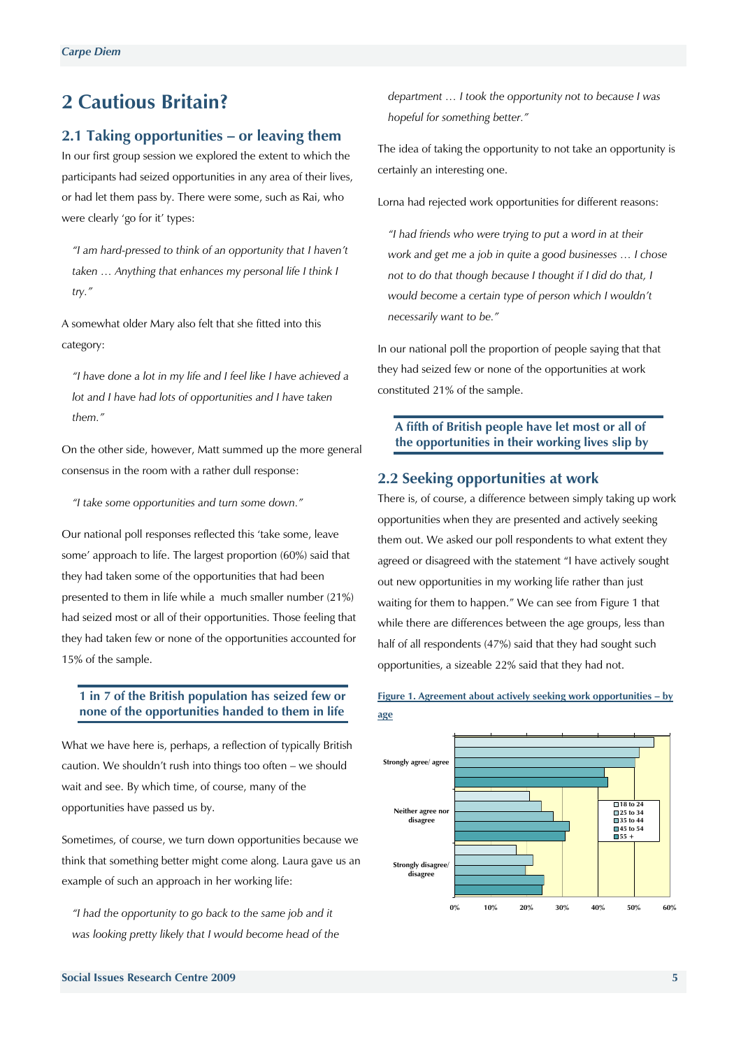# 2 Cautious Britain?

## 2.1 Taking opportunities – or leaving them

In our first group session we explored the extent to which the participants had seized opportunities in any area of their lives, or had let them pass by. There were some, such as Rai, who were clearly 'go for it' types:

> *"I am hard-pressed to think of an opportunity that I haven't taken … Anything that enhances my personal life I think I try."*

A somewhat older Mary also felt that she fitted into this category:

> *"I have done a lot in my life and I feel like I have achieved a lot and I have had lots of opportunities and I have taken them."*

On the other side, however, Matt summed up the more general consensus in the room with a rather dull response:

> *"I take some opportunities and turn some down."*

Our national poll responses reflected this 'take some, leave some' approach to life. The largest proportion (60%) said that they had taken some of the opportunities that had been presented to them in life while a much smaller number (21%) had seized most or all of their opportunities. Those feeling that they had taken few or none of the opportunities accounted for 15% of the sample.

**1 in 7 of the British population has seized few or none of the opportunities handed to them in life**

What we have here is, perhaps, a reflection of typically British caution. We shouldn't rush into things too often – we should wait and see. By which time, of course, many of the opportunities have passed us by.

Sometimes, of course, we turn down opportunities because we think that something better might come along. Laura gave us an example of such an approach in her working life:

> *"I had the opportunity to go back to the same job and it was looking pretty likely that I would become head of the department … I took the opportunity not to because I was hopeful for something better."*

The idea of taking the opportunity to not take an opportunity is certainly an interesting one.

Lorna had rejected work opportunities for different reasons:

> *"I had friends who were trying to put a word in at their work and get me a job in quite a good businesses … I chose not to do that though because I thought if I did do that, I would become a certain type of person which I wouldn't necessarily want to be."*

In our national poll the proportion of people saying that that they had seized few or none of the opportunities at work constituted 21% of the sample.

**A fifth of British people have let most or all of the opportunities in their working lives slip by**

## 2.2 Seeking opportunities at work

There is, of course, a difference between simply taking up work opportunities when they are presented and actively seeking them out. We asked our poll respondents to what extent they agreed or disagreed with the statement "I have actively sought out new opportunities in my working life rather than just waiting for them to happen." We can see from Figure 1 that while there are differences between the age groups, less than half of all respondents (47%) said that they had sought such opportunities, a sizeable 22% said that they had not.

**Figure 1. Agreement about actively seeking work opportunities – by age**

Strongly agree/ agree
Neither agree nor disagree
Strongly disagree/ disagree

18 to 24
25 to 34
35 to 44
45 to 54
55 +

0% 10% 20% 30% 40% 50% 60%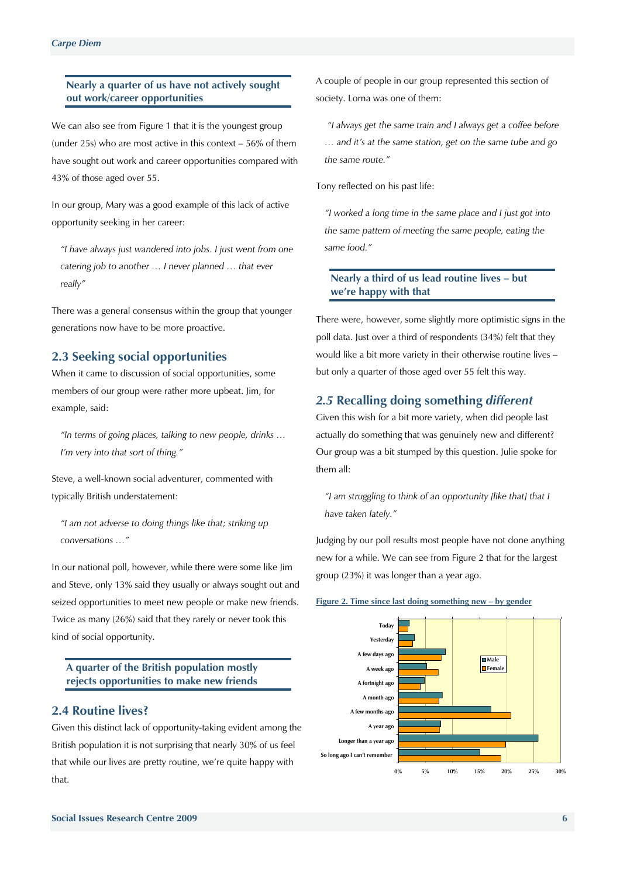**Nearly a quarter of us have not actively sought out work/career opportunities**

We can also see from Figure 1 that it is the youngest group (under 25s) who are most active in this context – 56% of them have sought out work and career opportunities compared with 43% of those aged over 55.

In our group, Mary was a good example of this lack of active opportunity seeking in her career:

> *"I have always just wandered into jobs. I just went from one catering job to another … I never planned … that ever really"*

There was a general consensus within the group that younger generations now have to be more proactive.

## 2.3 Seeking social opportunities

When it came to discussion of social opportunities, some members of our group were rather more upbeat. Jim, for example, said:

> *"In terms of going places, talking to new people, drinks … I'm very into that sort of thing."*

Steve, a well-known social adventurer, commented with typically British understatement:

> *"I am not adverse to doing things like that; striking up conversations …"*

In our national poll, however, while there were some like Jim and Steve, only 13% said they usually or always sought out and seized opportunities to meet new people or make new friends. Twice as many (26%) said that they rarely or never took this kind of social opportunity.

**A quarter of the British population mostly rejects opportunities to make new friends**

## 2.4 Routine lives?

Given this distinct lack of opportunity-taking evident among the British population it is not surprising that nearly 30% of us feel that while our lives are pretty routine, we're quite happy with that.

A couple of people in our group represented this section of society. Lorna was one of them:

> *"I always get the same train and I always get a coffee before … and it's at the same station, get on the same tube and go the same route."*

Tony reflected on his past life:

> *"I worked a long time in the same place and I just got into the same pattern of meeting the same people, eating the same food."*

**Nearly a third of us lead routine lives – but we're happy with that**

There were, however, some slightly more optimistic signs in the poll data. Just over a third of respondents (34%) felt that they would like a bit more variety in their otherwise routine lives – but only a quarter of those aged over 55 felt this way.

## 2.5 Recalling doing something *different*

Given this wish for a bit more variety, when did people last actually do something that was genuinely new and different? Our group was a bit stumped by this question. Julie spoke for them all:

> *"I am struggling to think of an opportunity [like that] that I have taken lately."*

Judging by our poll results most people have not done anything new for a while. We can see from Figure 2 that for the largest group (23%) it was longer than a year ago.

**Figure 2. Time since last doing something new – by gender**

Today
Yesterday
A few days ago
A week ago
A fortnight ago
A month ago
A few months ago
A year ago
Longer than a year ago
So long ago I can't remember

0% 5% 10% 15% 20% 25% 30%

Male
Female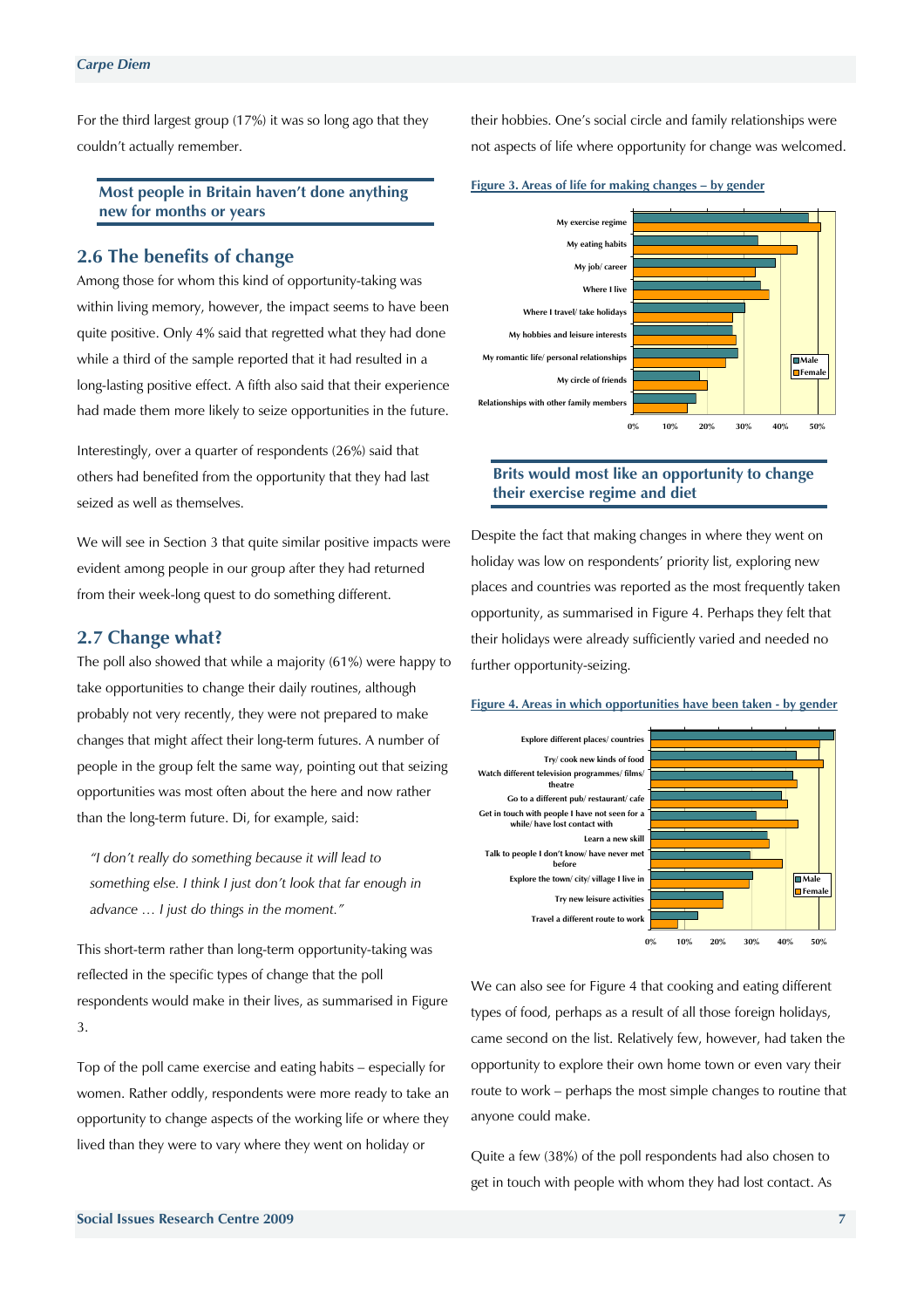For the third largest group (17%) it was so long ago that they couldn't actually remember.

**Most people in Britain haven't done anything new for months or years**

## 2.6 The benefits of change

Among those for whom this kind of opportunity-taking was within living memory, however, the impact seems to have been quite positive. Only 4% said that regretted what they had done while a third of the sample reported that it had resulted in a long-lasting positive effect. A fifth also said that their experience had made them more likely to seize opportunities in the future.

Interestingly, over a quarter of respondents (26%) said that others had benefited from the opportunity that they had last seized as well as themselves.

We will see in Section 3 that quite similar positive impacts were evident among people in our group after they had returned from their week-long quest to do something different.

## 2.7 Change what?

The poll also showed that while a majority (61%) were happy to take opportunities to change their daily routines, although probably not very recently, they were not prepared to make changes that might affect their long-term futures. A number of people in the group felt the same way, pointing out that seizing opportunities was most often about the here and now rather than the long-term future. Di, for example, said:

> *"I don't really do something because it will lead to something else. I think I just don't look that far enough in advance … I just do things in the moment."*

This short-term rather than long-term opportunity-taking was reflected in the specific types of change that the poll respondents would make in their lives, as summarised in Figure 3.

Top of the poll came exercise and eating habits – especially for women. Rather oddly, respondents were more ready to take an opportunity to change aspects of the working life or where they lived than they were to vary where they went on holiday or their hobbies. One's social circle and family relationships were not aspects of life where opportunity for change was welcomed.

**Figure 3. Areas of life for making changes – by gender**

My exercise regime
My eating habits
My job/ career
Where I live
Where I travel/ take holidays
My hobbies and leisure interests
My romantic life/ personal relationships
My circle of friends
Relationships with other family members

0% 10% 20% 30% 40% 50%

Male
Female

**Brits would most like an opportunity to change their exercise regime and diet**

Despite the fact that making changes in where they went on holiday was low on respondents' priority list, exploring new places and countries was reported as the most frequently taken opportunity, as summarised in Figure 4. Perhaps they felt that their holidays were already sufficiently varied and needed no further opportunity-seizing.

**Figure 4. Areas in which opportunities have been taken - by gender**

Explore different places/ countries
Try/ cook new kinds of food
Watch different television programmes/ films/ theatre
Go to a different pub/ restaurant/ cafe
Get in touch with people I have not seen for a while/ have lost contact with
Learn a new skill
Talk to people I don't know/ have never met before
Explore the town/ city/ village I live in
Try new leisure activities
Travel a different route to work

0% 10% 20% 30% 40% 50%

Male
Female

We can also see for Figure 4 that cooking and eating different types of food, perhaps as a result of all those foreign holidays, came second on the list. Relatively few, however, had taken the opportunity to explore their own home town or even vary their route to work – perhaps the most simple changes to routine that anyone could make.

Quite a few (38%) of the poll respondents had also chosen to get in touch with people with whom they had lost contact. As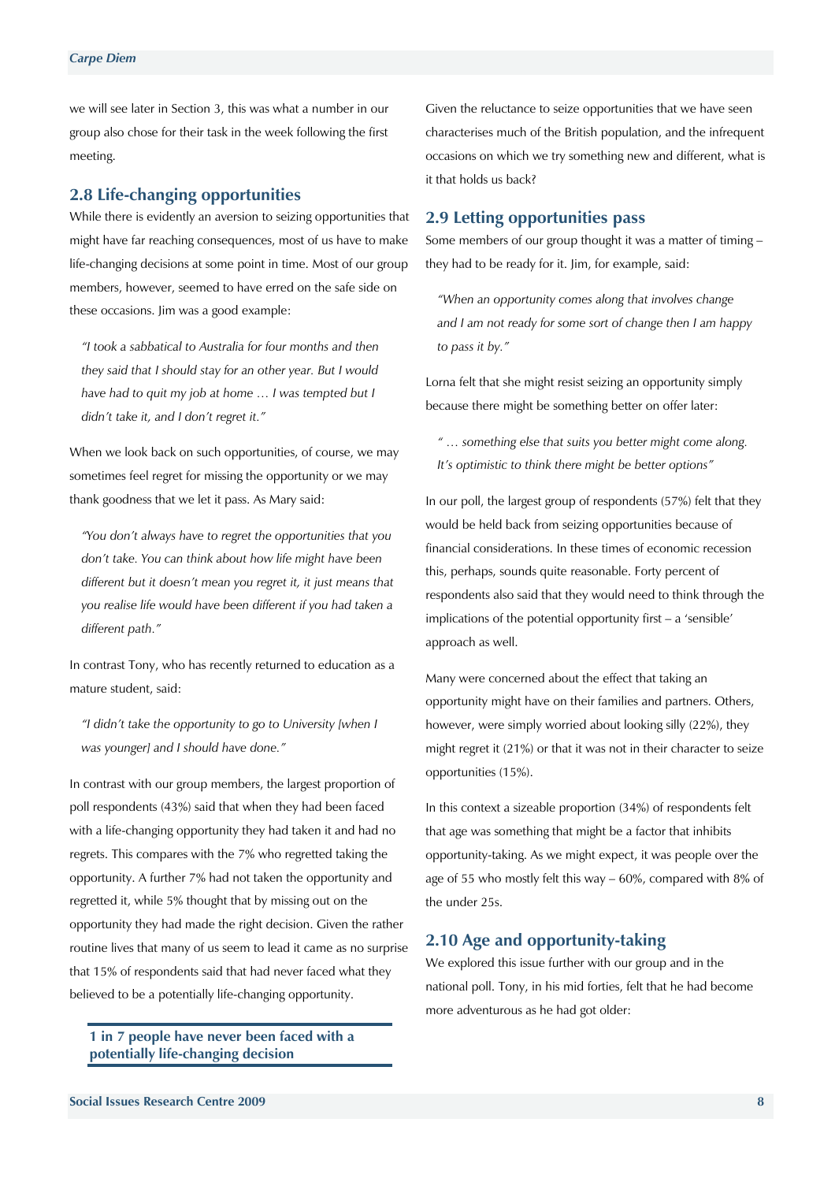we will see later in Section 3, this was what a number in our group also chose for their task in the week following the first meeting.

## 2.8 Life-changing opportunities

While there is evidently an aversion to seizing opportunities that might have far reaching consequences, most of us have to make life-changing decisions at some point in time. Most of our group members, however, seemed to have erred on the safe side on these occasions. Jim was a good example:

> *"I took a sabbatical to Australia for four months and then they said that I should stay for an other year. But I would have had to quit my job at home … I was tempted but I didn't take it, and I don't regret it."*

When we look back on such opportunities, of course, we may sometimes feel regret for missing the opportunity or we may thank goodness that we let it pass. As Mary said:

> *"You don't always have to regret the opportunities that you don't take. You can think about how life might have been different but it doesn't mean you regret it, it just means that you realise life would have been different if you had taken a different path."*

In contrast Tony, who has recently returned to education as a mature student, said:

> *"I didn't take the opportunity to go to University [when I was younger] and I should have done."*

In contrast with our group members, the largest proportion of poll respondents (43%) said that when they had been faced with a life-changing opportunity they had taken it and had no regrets. This compares with the 7% who regretted taking the opportunity. A further 7% had not taken the opportunity and regretted it, while 5% thought that by missing out on the opportunity they had made the right decision. Given the rather routine lives that many of us seem to lead it came as no surprise that 15% of respondents said that had never faced what they believed to be a potentially life-changing opportunity.

**1 in 7 people have never been faced with a potentially life-changing decision**

Given the reluctance to seize opportunities that we have seen characterises much of the British population, and the infrequent occasions on which we try something new and different, what is it that holds us back?

## 2.9 Letting opportunities pass

Some members of our group thought it was a matter of timing – they had to be ready for it. Jim, for example, said:

> *"When an opportunity comes along that involves change and I am not ready for some sort of change then I am happy to pass it by."*

Lorna felt that she might resist seizing an opportunity simply because there might be something better on offer later:

> *" … something else that suits you better might come along. It's optimistic to think there might be better options"*

In our poll, the largest group of respondents (57%) felt that they would be held back from seizing opportunities because of financial considerations. In these times of economic recession this, perhaps, sounds quite reasonable. Forty percent of respondents also said that they would need to think through the implications of the potential opportunity first – a 'sensible' approach as well.

Many were concerned about the effect that taking an opportunity might have on their families and partners. Others, however, were simply worried about looking silly (22%), they might regret it (21%) or that it was not in their character to seize opportunities (15%).

In this context a sizeable proportion (34%) of respondents felt that age was something that might be a factor that inhibits opportunity-taking. As we might expect, it was people over the age of 55 who mostly felt this way – 60%, compared with 8% of the under 25s.

## 2.10 Age and opportunity-taking

We explored this issue further with our group and in the national poll. Tony, in his mid forties, felt that he had become more adventurous as he had got older: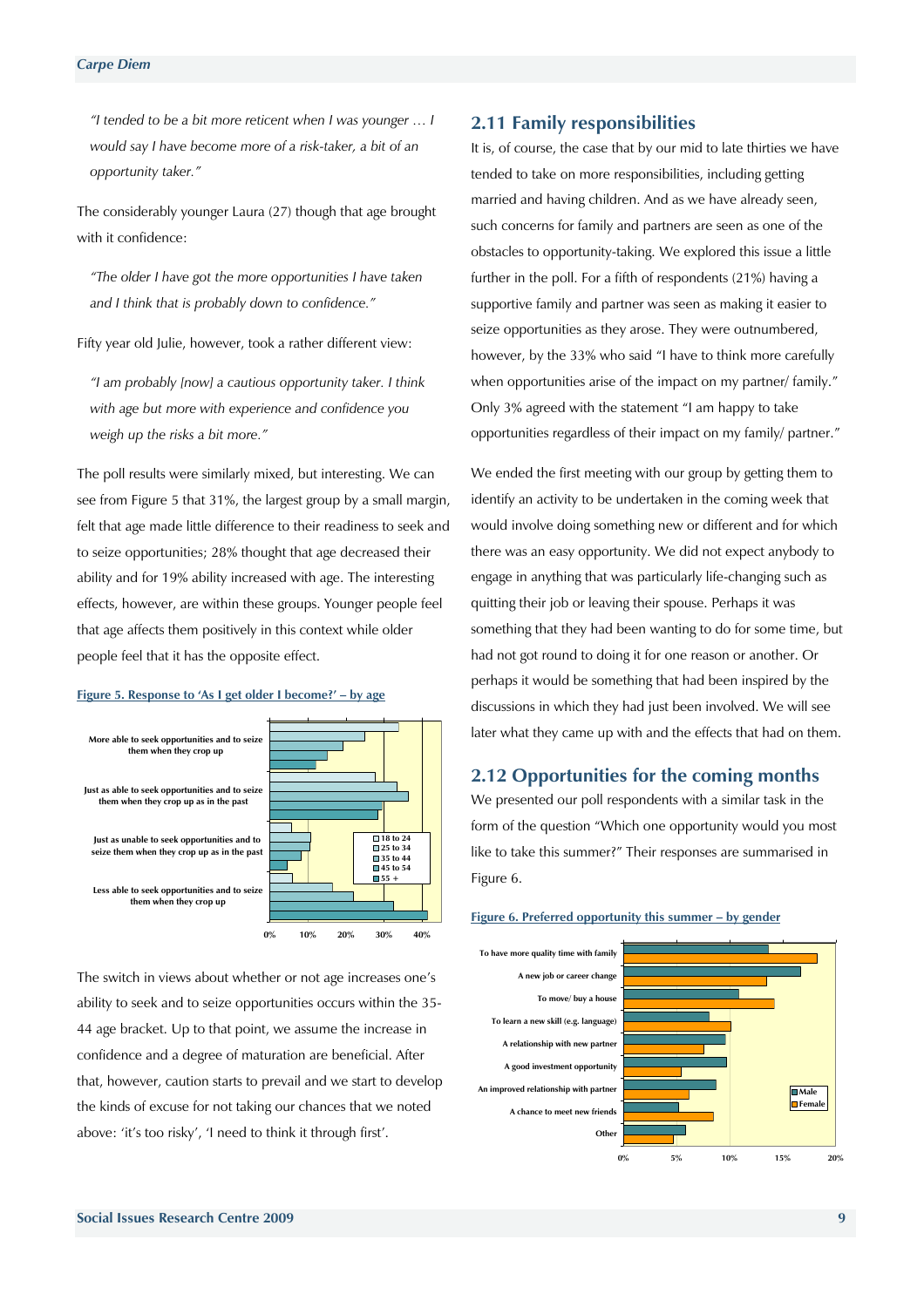*"I tended to be a bit more reticent when I was younger … I would say I have become more of a risk-taker, a bit of an opportunity taker."*

The considerably younger Laura (27) though that age brought with it confidence:

*"The older I have got the more opportunities I have taken and I think that is probably down to confidence."*

Fifty year old Julie, however, took a rather different view:

*"I am probably [now] a cautious opportunity taker. I think with age but more with experience and confidence you weigh up the risks a bit more."*

The poll results were similarly mixed, but interesting. We can see from Figure 5 that 31%, the largest group by a small margin, felt that age made little difference to their readiness to seek and to seize opportunities; 28% thought that age decreased their ability and for 19% ability increased with age. The interesting effects, however, are within these groups. Younger people feel that age affects them positively in this context while older people feel that it has the opposite effect.

**Figure 5. Response to 'As I get older I become?' – by age**

More able to seek opportunities and to seize them when they crop up
Just as able to seek opportunities and to seize them when they crop up as in the past
Just as unable to seek opportunities and to seize them when they crop up as in the past
Less able to seek opportunities and to seize them when they crop up

18 to 24
25 to 34
35 to 44
45 to 54
55 +

0% 10% 20% 30% 40%

The switch in views about whether or not age increases one's ability to seek and to seize opportunities occurs within the 35-44 age bracket. Up to that point, we assume the increase in confidence and a degree of maturation are beneficial. After that, however, caution starts to prevail and we start to develop the kinds of excuse for not taking our chances that we noted above: 'it's too risky', 'I need to think it through first'.

## 2.11 Family responsibilities

It is, of course, the case that by our mid to late thirties we have tended to take on more responsibilities, including getting married and having children. And as we have already seen, such concerns for family and partners are seen as one of the obstacles to opportunity-taking. We explored this issue a little further in the poll. For a fifth of respondents (21%) having a supportive family and partner was seen as making it easier to seize opportunities as they arose. They were outnumbered, however, by the 33% who said "I have to think more carefully when opportunities arise of the impact on my partner/ family." Only 3% agreed with the statement "I am happy to take opportunities regardless of their impact on my family/ partner."

We ended the first meeting with our group by getting them to identify an activity to be undertaken in the coming week that would involve doing something new or different and for which there was an easy opportunity. We did not expect anybody to engage in anything that was particularly life-changing such as quitting their job or leaving their spouse. Perhaps it was something that they had been wanting to do for some time, but had not got round to doing it for one reason or another. Or perhaps it would be something that had been inspired by the discussions in which they had just been involved. We will see later what they came up with and the effects that had on them.

## 2.12 Opportunities for the coming months

We presented our poll respondents with a similar task in the form of the question "Which one opportunity would you most like to take this summer?" Their responses are summarised in Figure 6.

**Figure 6. Preferred opportunity this summer – by gender**

To have more quality time with family
A new job or career change
To move/ buy a house
To learn a new skill (e.g. language)
A relationship with new partner
A good investment opportunity
An improved relationship with partner
A chance to meet new friends
Other

Male
Female

0% 5% 10% 15% 20%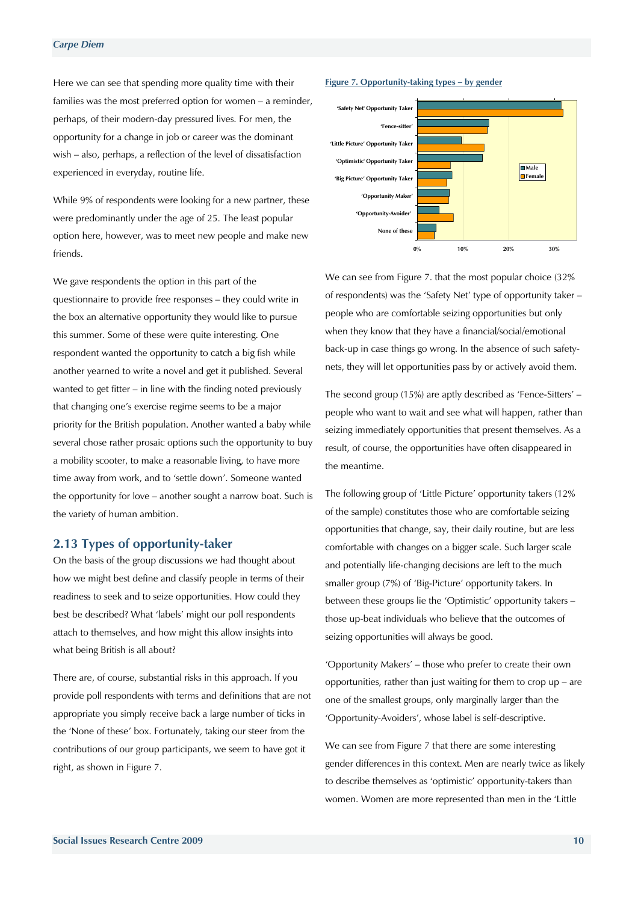Here we can see that spending more quality time with their families was the most preferred option for women – a reminder, perhaps, of their modern-day pressured lives. For men, the opportunity for a change in job or career was the dominant wish – also, perhaps, a reflection of the level of dissatisfaction experienced in everyday, routine life.

While 9% of respondents were looking for a new partner, these were predominantly under the age of 25. The least popular option here, however, was to meet new people and make new friends.

We gave respondents the option in this part of the questionnaire to provide free responses – they could write in the box an alternative opportunity they would like to pursue this summer. Some of these were quite interesting. One respondent wanted the opportunity to catch a big fish while another yearned to write a novel and get it published. Several wanted to get fitter – in line with the finding noted previously that changing one's exercise regime seems to be a major priority for the British population. Another wanted a baby while several chose rather prosaic options such the opportunity to buy a mobility scooter, to make a reasonable living, to have more time away from work, and to 'settle down'. Someone wanted the opportunity for love – another sought a narrow boat. Such is the variety of human ambition.

## 2.13 Types of opportunity-taker

On the basis of the group discussions we had thought about how we might best define and classify people in terms of their readiness to seek and to seize opportunities. How could they best be described? What 'labels' might our poll respondents attach to themselves, and how might this allow insights into what being British is all about?

There are, of course, substantial risks in this approach. If you provide poll respondents with terms and definitions that are not appropriate you simply receive back a large number of ticks in the 'None of these' box. Fortunately, taking our steer from the contributions of our group participants, we seem to have got it right, as shown in Figure 7.

**Figure 7. Opportunity-taking types – by gender**

'Safety Net' Opportunity Taker
'Fence-sitter'
'Little Picture' Opportunity Taker
'Optimistic' Opportunity Taker
'Big Picture' Opportunity Taker
'Opportunity Maker'
'Opportunity-Avoider'
None of these

0%
10%
20%
30%

Male
Female

We can see from Figure 7. that the most popular choice (32% of respondents) was the 'Safety Net' type of opportunity taker – people who are comfortable seizing opportunities but only when they know that they have a financial/social/emotional back-up in case things go wrong. In the absence of such safety-nets, they will let opportunities pass by or actively avoid them.

The second group (15%) are aptly described as 'Fence-Sitters' – people who want to wait and see what will happen, rather than seizing immediately opportunities that present themselves. As a result, of course, the opportunities have often disappeared in the meantime.

The following group of 'Little Picture' opportunity takers (12% of the sample) constitutes those who are comfortable seizing opportunities that change, say, their daily routine, but are less comfortable with changes on a bigger scale. Such larger scale and potentially life-changing decisions are left to the much smaller group (7%) of 'Big-Picture' opportunity takers. In between these groups lie the 'Optimistic' opportunity takers – those up-beat individuals who believe that the outcomes of seizing opportunities will always be good.

'Opportunity Makers' – those who prefer to create their own opportunities, rather than just waiting for them to crop up – are one of the smallest groups, only marginally larger than the 'Opportunity-Avoiders', whose label is self-descriptive.

We can see from Figure 7 that there are some interesting gender differences in this context. Men are nearly twice as likely to describe themselves as 'optimistic' opportunity-takers than women. Women are more represented than men in the 'Little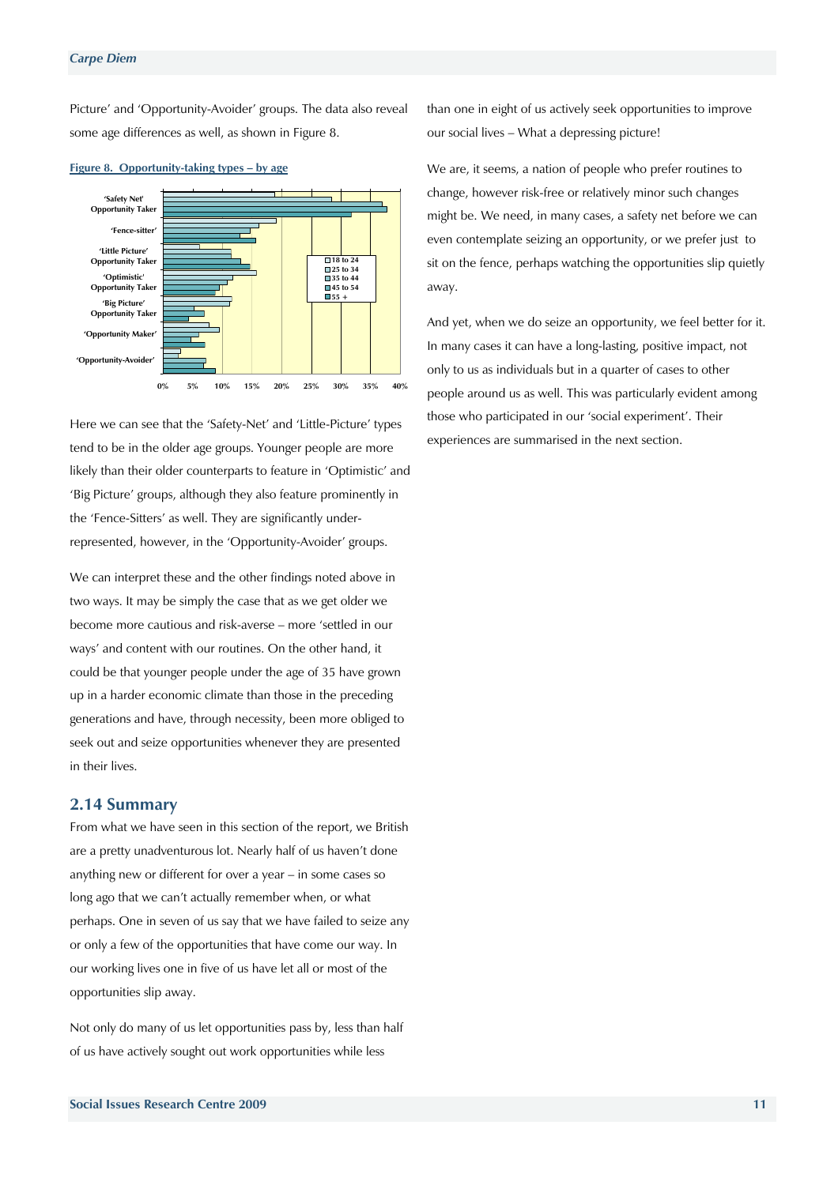Picture' and 'Opportunity-Avoider' groups. The data also reveal some age differences as well, as shown in Figure 8.

**Figure 8. Opportunity-taking types – by age**

'Safety Net' Opportunity Taker
'Fence-sitter'
'Little Picture' Opportunity Taker
'Optimistic' Opportunity Taker
'Big Picture' Opportunity Taker
'Opportunity Maker'
'Opportunity-Avoider'

0% 5% 10% 15% 20% 25% 30% 35% 40%

18 to 24
25 to 34
35 to 44
45 to 54
55 +

Here we can see that the 'Safety-Net' and 'Little-Picture' types tend to be in the older age groups. Younger people are more likely than their older counterparts to feature in 'Optimistic' and 'Big Picture' groups, although they also feature prominently in the 'Fence-Sitters' as well. They are significantly under-represented, however, in the 'Opportunity-Avoider' groups.

We can interpret these and the other findings noted above in two ways. It may be simply the case that as we get older we become more cautious and risk-averse – more 'settled in our ways' and content with our routines. On the other hand, it could be that younger people under the age of 35 have grown up in a harder economic climate than those in the preceding generations and have, through necessity, been more obliged to seek out and seize opportunities whenever they are presented in their lives.

## 2.14 Summary

From what we have seen in this section of the report, we British are a pretty unadventurous lot. Nearly half of us haven't done anything new or different for over a year – in some cases so long ago that we can't actually remember when, or what perhaps. One in seven of us say that we have failed to seize any or only a few of the opportunities that have come our way. In our working lives one in five of us have let all or most of the opportunities slip away.

Not only do many of us let opportunities pass by, less than half of us have actively sought out work opportunities while less than one in eight of us actively seek opportunities to improve our social lives – What a depressing picture!

We are, it seems, a nation of people who prefer routines to change, however risk-free or relatively minor such changes might be. We need, in many cases, a safety net before we can even contemplate seizing an opportunity, or we prefer just to sit on the fence, perhaps watching the opportunities slip quietly away.

And yet, when we do seize an opportunity, we feel better for it. In many cases it can have a long-lasting, positive impact, not only to us as individuals but in a quarter of cases to other people around us as well. This was particularly evident among those who participated in our 'social experiment'. Their experiences are summarised in the next section.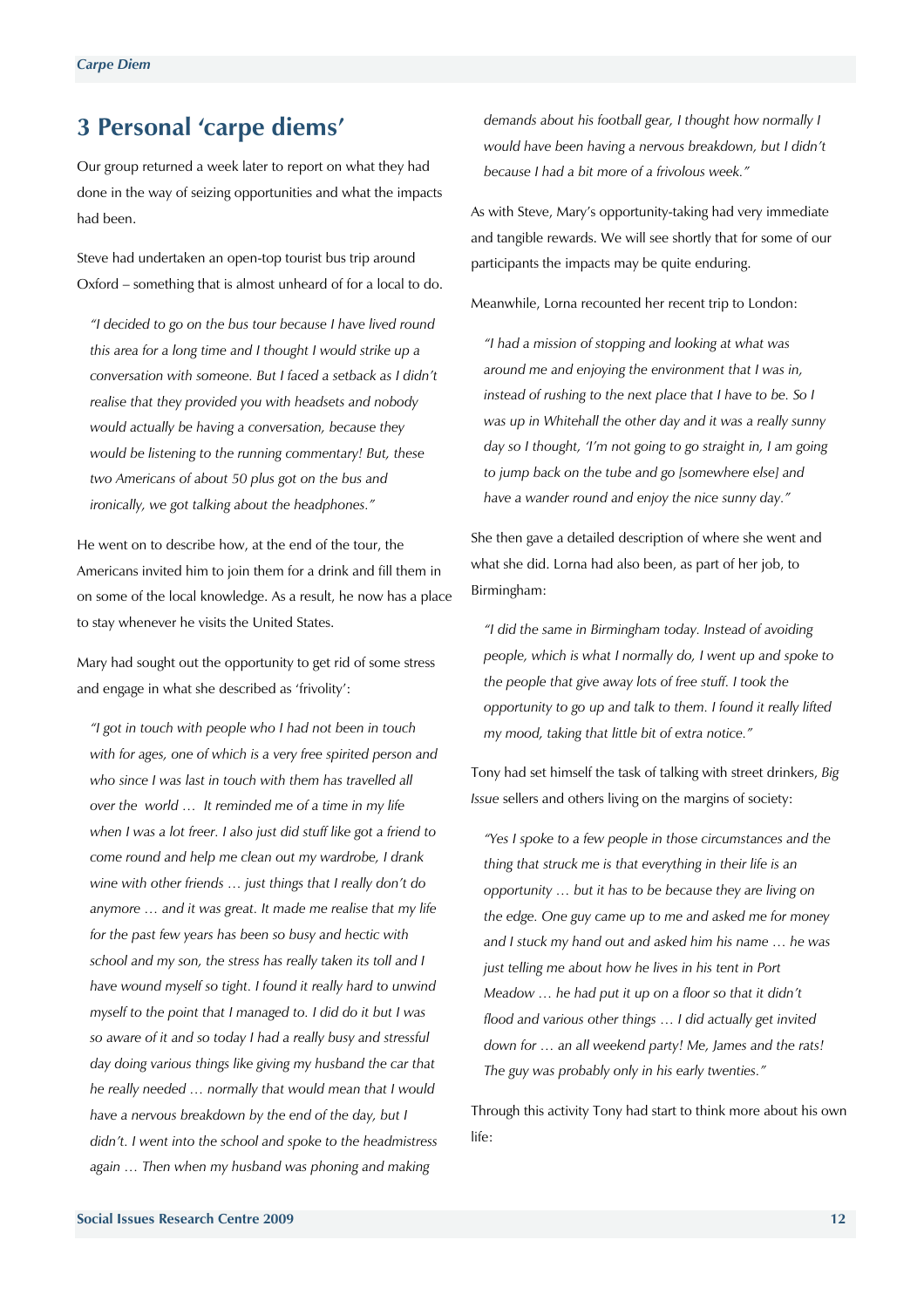## 3 Personal 'carpe diems'

Our group returned a week later to report on what they had done in the way of seizing opportunities and what the impacts had been.

Steve had undertaken an open-top tourist bus trip around Oxford – something that is almost unheard of for a local to do.

> *"I decided to go on the bus tour because I have lived round this area for a long time and I thought I would strike up a conversation with someone. But I faced a setback as I didn't realise that they provided you with headsets and nobody would actually be having a conversation, because they would be listening to the running commentary! But, these two Americans of about 50 plus got on the bus and ironically, we got talking about the headphones."*

He went on to describe how, at the end of the tour, the Americans invited him to join them for a drink and fill them in on some of the local knowledge. As a result, he now has a place to stay whenever he visits the United States.

Mary had sought out the opportunity to get rid of some stress and engage in what she described as 'frivolity':

> *"I got in touch with people who I had not been in touch with for ages, one of which is a very free spirited person and who since I was last in touch with them has travelled all over the world … It reminded me of a time in my life when I was a lot freer. I also just did stuff like got a friend to come round and help me clean out my wardrobe, I drank wine with other friends … just things that I really don't do anymore … and it was great. It made me realise that my life for the past few years has been so busy and hectic with school and my son, the stress has really taken its toll and I have wound myself so tight. I found it really hard to unwind myself to the point that I managed to. I did do it but I was so aware of it and so today I had a really busy and stressful day doing various things like giving my husband the car that he really needed … normally that would mean that I would have a nervous breakdown by the end of the day, but I didn't. I went into the school and spoke to the headmistress again … Then when my husband was phoning and making demands about his football gear, I thought how normally I would have been having a nervous breakdown, but I didn't because I had a bit more of a frivolous week."*

As with Steve, Mary's opportunity-taking had very immediate and tangible rewards. We will see shortly that for some of our participants the impacts may be quite enduring.

Meanwhile, Lorna recounted her recent trip to London:

> *"I had a mission of stopping and looking at what was around me and enjoying the environment that I was in, instead of rushing to the next place that I have to be. So I was up in Whitehall the other day and it was a really sunny day so I thought, 'I'm not going to go straight in, I am going to jump back on the tube and go [somewhere else] and have a wander round and enjoy the nice sunny day."*

She then gave a detailed description of where she went and what she did. Lorna had also been, as part of her job, to Birmingham:

> *"I did the same in Birmingham today. Instead of avoiding people, which is what I normally do, I went up and spoke to the people that give away lots of free stuff. I took the opportunity to go up and talk to them. I found it really lifted my mood, taking that little bit of extra notice."*

Tony had set himself the task of talking with street drinkers, *Big Issue* sellers and others living on the margins of society:

> *"Yes I spoke to a few people in those circumstances and the thing that struck me is that everything in their life is an opportunity … but it has to be because they are living on the edge. One guy came up to me and asked me for money and I stuck my hand out and asked him his name … he was just telling me about how he lives in his tent in Port Meadow … he had put it up on a floor so that it didn't flood and various other things … I did actually get invited down for … an all weekend party! Me, James and the rats! The guy was probably only in his early twenties."*

Through this activity Tony had start to think more about his own life: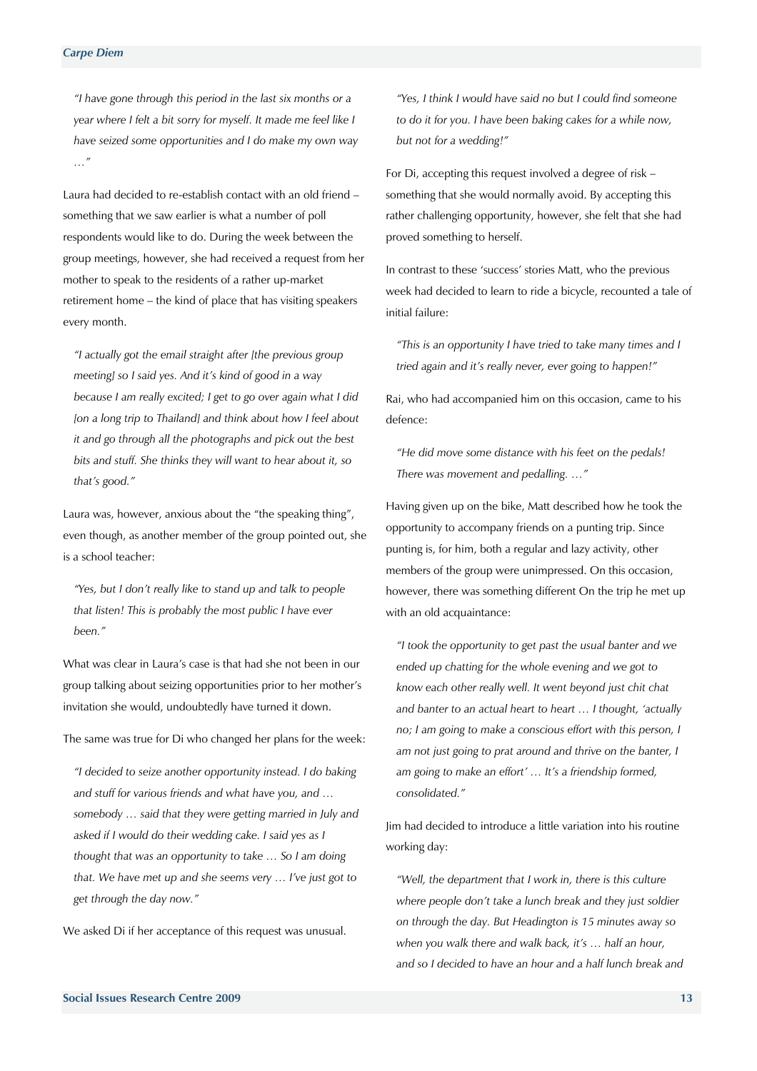*"I have gone through this period in the last six months or a year where I felt a bit sorry for myself. It made me feel like I have seized some opportunities and I do make my own way …"*

Laura had decided to re-establish contact with an old friend – something that we saw earlier is what a number of poll respondents would like to do. During the week between the group meetings, however, she had received a request from her mother to speak to the residents of a rather up-market retirement home – the kind of place that has visiting speakers every month.

*"I actually got the email straight after [the previous group meeting] so I said yes. And it's kind of good in a way because I am really excited; I get to go over again what I did [on a long trip to Thailand] and think about how I feel about it and go through all the photographs and pick out the best bits and stuff. She thinks they will want to hear about it, so that's good."*

Laura was, however, anxious about the "the speaking thing", even though, as another member of the group pointed out, she is a school teacher:

*"Yes, but I don't really like to stand up and talk to people that listen! This is probably the most public I have ever been."*

What was clear in Laura's case is that had she not been in our group talking about seizing opportunities prior to her mother's invitation she would, undoubtedly have turned it down.

The same was true for Di who changed her plans for the week:

*"I decided to seize another opportunity instead. I do baking and stuff for various friends and what have you, and … somebody … said that they were getting married in July and asked if I would do their wedding cake. I said yes as I thought that was an opportunity to take … So I am doing that. We have met up and she seems very … I've just got to get through the day now."*

We asked Di if her acceptance of this request was unusual.

*"Yes, I think I would have said no but I could find someone to do it for you. I have been baking cakes for a while now, but not for a wedding!"*

For Di, accepting this request involved a degree of risk – something that she would normally avoid. By accepting this rather challenging opportunity, however, she felt that she had proved something to herself.

In contrast to these 'success' stories Matt, who the previous week had decided to learn to ride a bicycle, recounted a tale of initial failure:

*"This is an opportunity I have tried to take many times and I tried again and it's really never, ever going to happen!"*

Rai, who had accompanied him on this occasion, came to his defence:

*"He did move some distance with his feet on the pedals! There was movement and pedalling. …"*

Having given up on the bike, Matt described how he took the opportunity to accompany friends on a punting trip. Since punting is, for him, both a regular and lazy activity, other members of the group were unimpressed. On this occasion, however, there was something different On the trip he met up with an old acquaintance:

*"I took the opportunity to get past the usual banter and we ended up chatting for the whole evening and we got to know each other really well. It went beyond just chit chat and banter to an actual heart to heart … I thought, 'actually no; I am going to make a conscious effort with this person, I am not just going to prat around and thrive on the banter, I am going to make an effort' … It's a friendship formed, consolidated."*

Jim had decided to introduce a little variation into his routine working day:

*"Well, the department that I work in, there is this culture where people don't take a lunch break and they just soldier on through the day. But Headington is 15 minutes away so when you walk there and walk back, it's … half an hour, and so I decided to have an hour and a half lunch break and*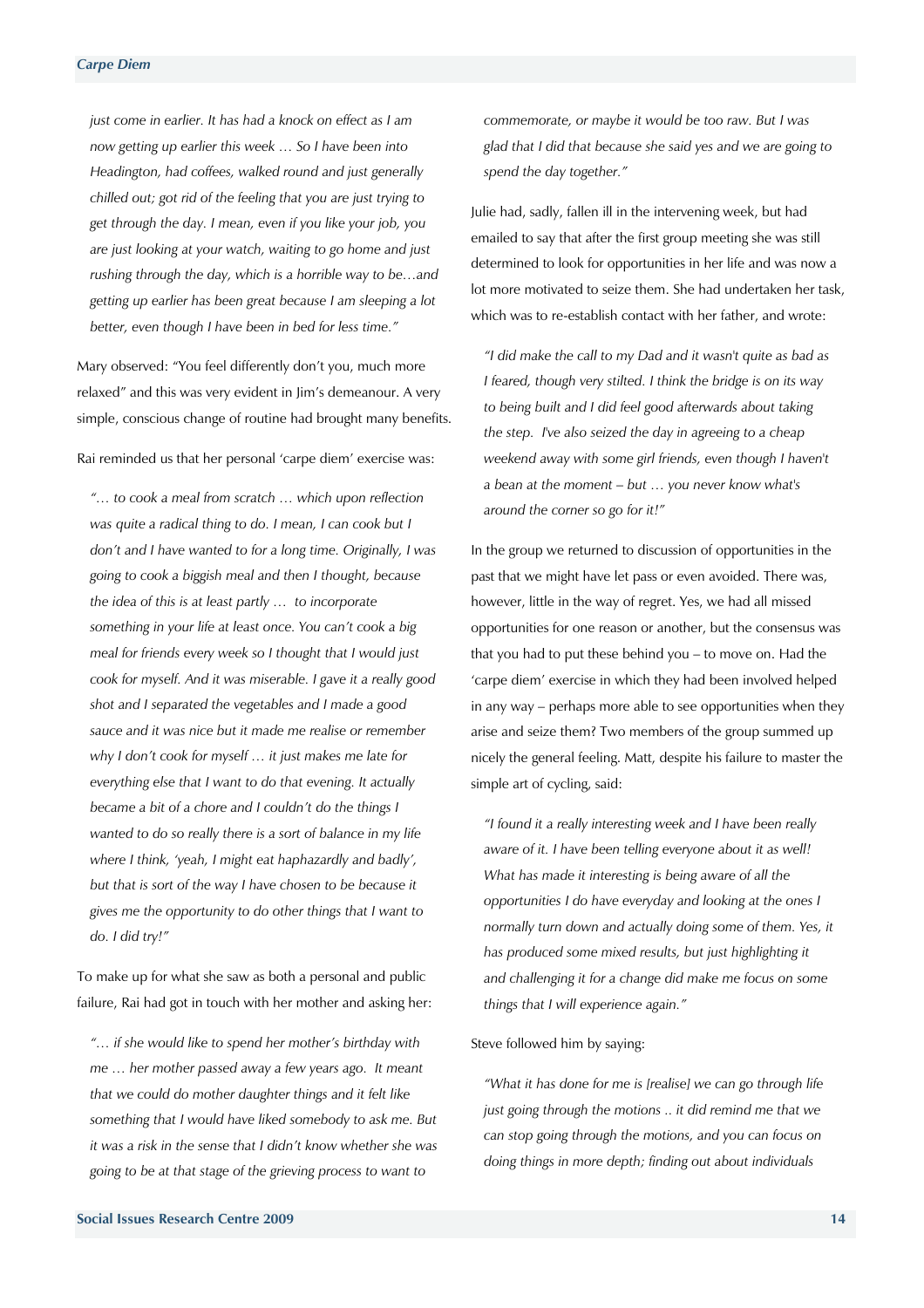*just come in earlier. It has had a knock on effect as I am now getting up earlier this week … So I have been into Headington, had coffees, walked round and just generally chilled out; got rid of the feeling that you are just trying to get through the day. I mean, even if you like your job, you are just looking at your watch, waiting to go home and just rushing through the day, which is a horrible way to be…and getting up earlier has been great because I am sleeping a lot better, even though I have been in bed for less time."*

Mary observed: "You feel differently don't you, much more relaxed" and this was very evident in Jim's demeanour. A very simple, conscious change of routine had brought many benefits.

Rai reminded us that her personal 'carpe diem' exercise was:

> *"… to cook a meal from scratch … which upon reflection was quite a radical thing to do. I mean, I can cook but I don't and I have wanted to for a long time. Originally, I was going to cook a biggish meal and then I thought, because the idea of this is at least partly … to incorporate something in your life at least once. You can't cook a big meal for friends every week so I thought that I would just cook for myself. And it was miserable. I gave it a really good shot and I separated the vegetables and I made a good sauce and it was nice but it made me realise or remember why I don't cook for myself … it just makes me late for everything else that I want to do that evening. It actually became a bit of a chore and I couldn't do the things I wanted to do so really there is a sort of balance in my life where I think, 'yeah, I might eat haphazardly and badly', but that is sort of the way I have chosen to be because it gives me the opportunity to do other things that I want to do. I did try!"*

To make up for what she saw as both a personal and public failure, Rai had got in touch with her mother and asking her:

> *"… if she would like to spend her mother's birthday with me … her mother passed away a few years ago. It meant that we could do mother daughter things and it felt like something that I would have liked somebody to ask me. But it was a risk in the sense that I didn't know whether she was going to be at that stage of the grieving process to want to commemorate, or maybe it would be too raw. But I was glad that I did that because she said yes and we are going to spend the day together."*

Julie had, sadly, fallen ill in the intervening week, but had emailed to say that after the first group meeting she was still determined to look for opportunities in her life and was now a lot more motivated to seize them. She had undertaken her task, which was to re-establish contact with her father, and wrote:

> *"I did make the call to my Dad and it wasn't quite as bad as I feared, though very stilted. I think the bridge is on its way to being built and I did feel good afterwards about taking the step. I've also seized the day in agreeing to a cheap weekend away with some girl friends, even though I haven't a bean at the moment – but … you never know what's around the corner so go for it!"*

In the group we returned to discussion of opportunities in the past that we might have let pass or even avoided. There was, however, little in the way of regret. Yes, we had all missed opportunities for one reason or another, but the consensus was that you had to put these behind you – to move on. Had the 'carpe diem' exercise in which they had been involved helped in any way – perhaps more able to see opportunities when they arise and seize them? Two members of the group summed up nicely the general feeling. Matt, despite his failure to master the simple art of cycling, said:

> *"I found it a really interesting week and I have been really aware of it. I have been telling everyone about it as well! What has made it interesting is being aware of all the opportunities I do have everyday and looking at the ones I normally turn down and actually doing some of them. Yes, it has produced some mixed results, but just highlighting it and challenging it for a change did make me focus on some things that I will experience again."*

Steve followed him by saying:

> *"What it has done for me is [realise] we can go through life just going through the motions .. it did remind me that we can stop going through the motions, and you can focus on doing things in more depth; finding out about individuals*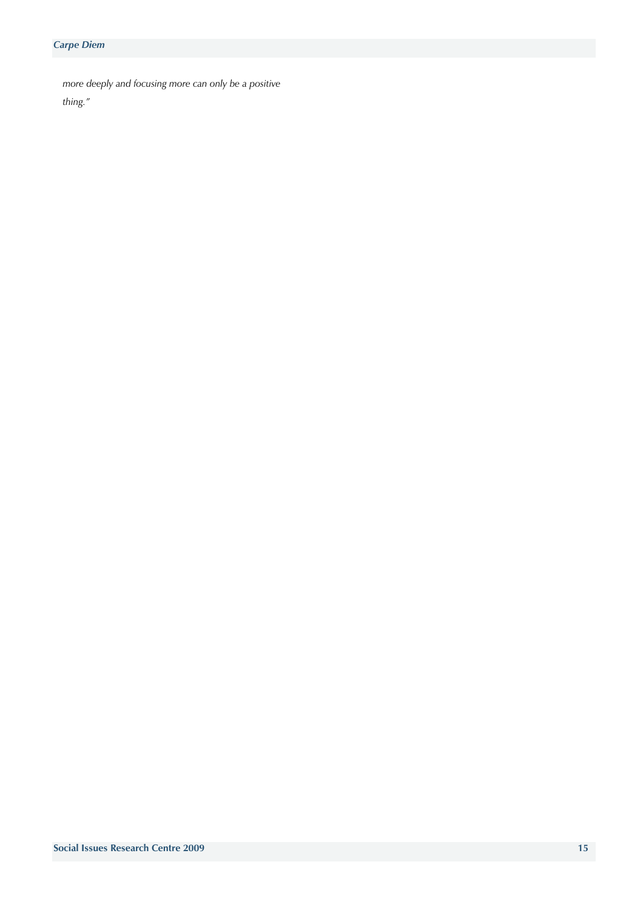*more deeply and focusing more can only be a positive thing."*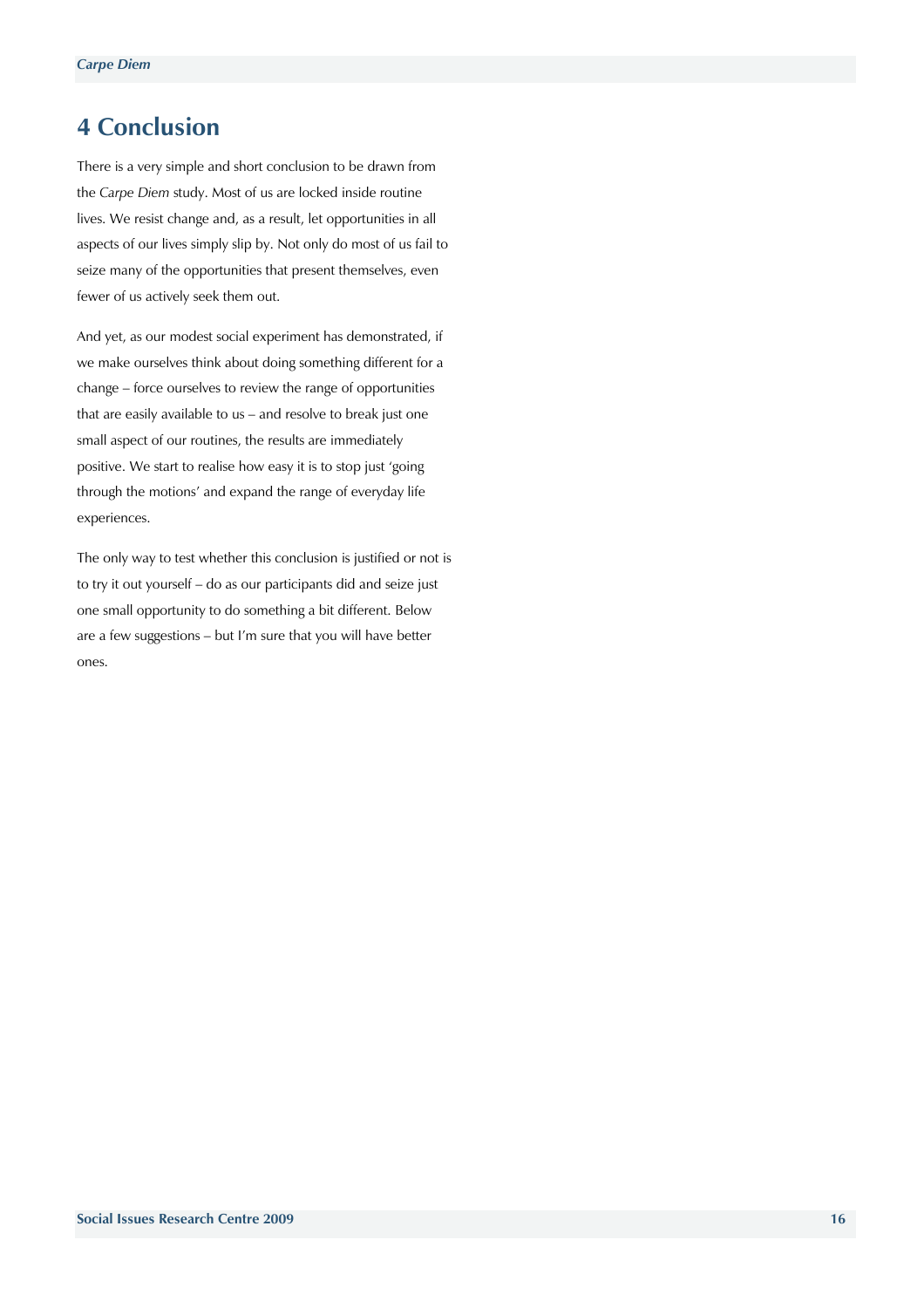# 4 Conclusion

There is a very simple and short conclusion to be drawn from the *Carpe Diem* study. Most of us are locked inside routine lives. We resist change and, as a result, let opportunities in all aspects of our lives simply slip by. Not only do most of us fail to seize many of the opportunities that present themselves, even fewer of us actively seek them out.

And yet, as our modest social experiment has demonstrated, if we make ourselves think about doing something different for a change – force ourselves to review the range of opportunities that are easily available to us – and resolve to break just one small aspect of our routines, the results are immediately positive. We start to realise how easy it is to stop just 'going through the motions' and expand the range of everyday life experiences.

The only way to test whether this conclusion is justified or not is to try it out yourself – do as our participants did and seize just one small opportunity to do something a bit different. Below are a few suggestions – but I'm sure that you will have better ones.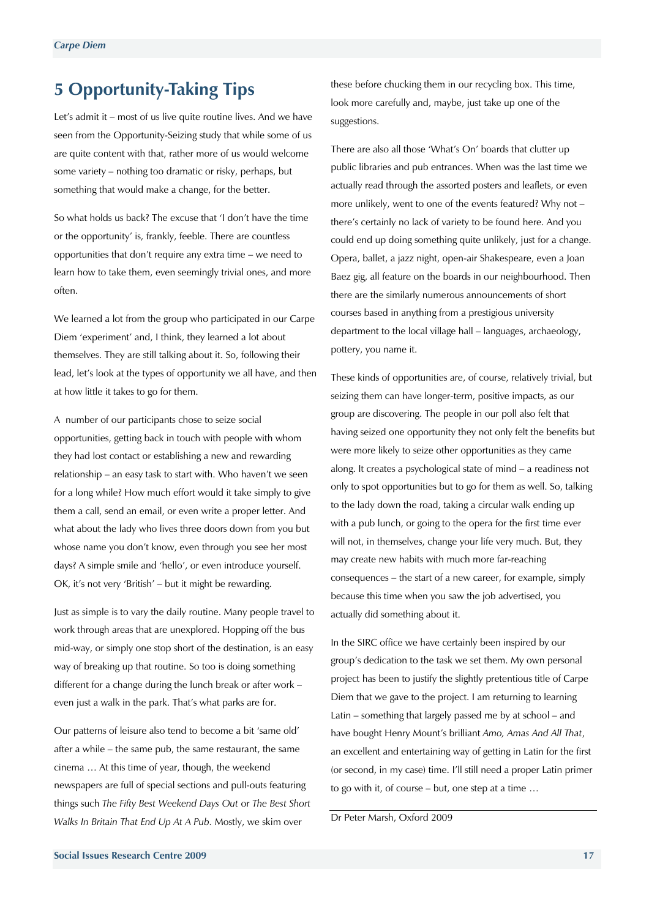# 5 Opportunity-Taking Tips

Let's admit it – most of us live quite routine lives. And we have seen from the Opportunity-Seizing study that while some of us are quite content with that, rather more of us would welcome some variety – nothing too dramatic or risky, perhaps, but something that would make a change, for the better.

So what holds us back? The excuse that 'I don't have the time or the opportunity' is, frankly, feeble. There are countless opportunities that don't require any extra time – we need to learn how to take them, even seemingly trivial ones, and more often.

We learned a lot from the group who participated in our Carpe Diem 'experiment' and, I think, they learned a lot about themselves. They are still talking about it. So, following their lead, let's look at the types of opportunity we all have, and then at how little it takes to go for them.

A number of our participants chose to seize social opportunities, getting back in touch with people with whom they had lost contact or establishing a new and rewarding relationship – an easy task to start with. Who haven't we seen for a long while? How much effort would it take simply to give them a call, send an email, or even write a proper letter. And what about the lady who lives three doors down from you but whose name you don't know, even through you see her most days? A simple smile and 'hello', or even introduce yourself. OK, it's not very 'British' – but it might be rewarding.

Just as simple is to vary the daily routine. Many people travel to work through areas that are unexplored. Hopping off the bus mid-way, or simply one stop short of the destination, is an easy way of breaking up that routine. So too is doing something different for a change during the lunch break or after work – even just a walk in the park. That's what parks are for.

Our patterns of leisure also tend to become a bit 'same old' after a while – the same pub, the same restaurant, the same cinema … At this time of year, though, the weekend newspapers are full of special sections and pull-outs featuring things such *The Fifty Best Weekend Days Out* or *The Best Short Walks In Britain That End Up At A Pub.* Mostly, we skim over these before chucking them in our recycling box. This time, look more carefully and, maybe, just take up one of the suggestions.

There are also all those 'What's On' boards that clutter up public libraries and pub entrances. When was the last time we actually read through the assorted posters and leaflets, or even more unlikely, went to one of the events featured? Why not – there's certainly no lack of variety to be found here. And you could end up doing something quite unlikely, just for a change. Opera, ballet, a jazz night, open-air Shakespeare, even a Joan Baez gig, all feature on the boards in our neighbourhood. Then there are the similarly numerous announcements of short courses based in anything from a prestigious university department to the local village hall – languages, archaeology, pottery, you name it.

These kinds of opportunities are, of course, relatively trivial, but seizing them can have longer-term, positive impacts, as our group are discovering. The people in our poll also felt that having seized one opportunity they not only felt the benefits but were more likely to seize other opportunities as they came along. It creates a psychological state of mind – a readiness not only to spot opportunities but to go for them as well. So, talking to the lady down the road, taking a circular walk ending up with a pub lunch, or going to the opera for the first time ever will not, in themselves, change your life very much. But, they may create new habits with much more far-reaching consequences – the start of a new career, for example, simply because this time when you saw the job advertised, you actually did something about it.

In the SIRC office we have certainly been inspired by our group's dedication to the task we set them. My own personal project has been to justify the slightly pretentious title of Carpe Diem that we gave to the project. I am returning to learning Latin – something that largely passed me by at school – and have bought Henry Mount's brilliant *Amo, Amas And All That*, an excellent and entertaining way of getting in Latin for the first (or second, in my case) time. I'll still need a proper Latin primer to go with it, of course – but, one step at a time …

Dr Peter Marsh, Oxford 2009